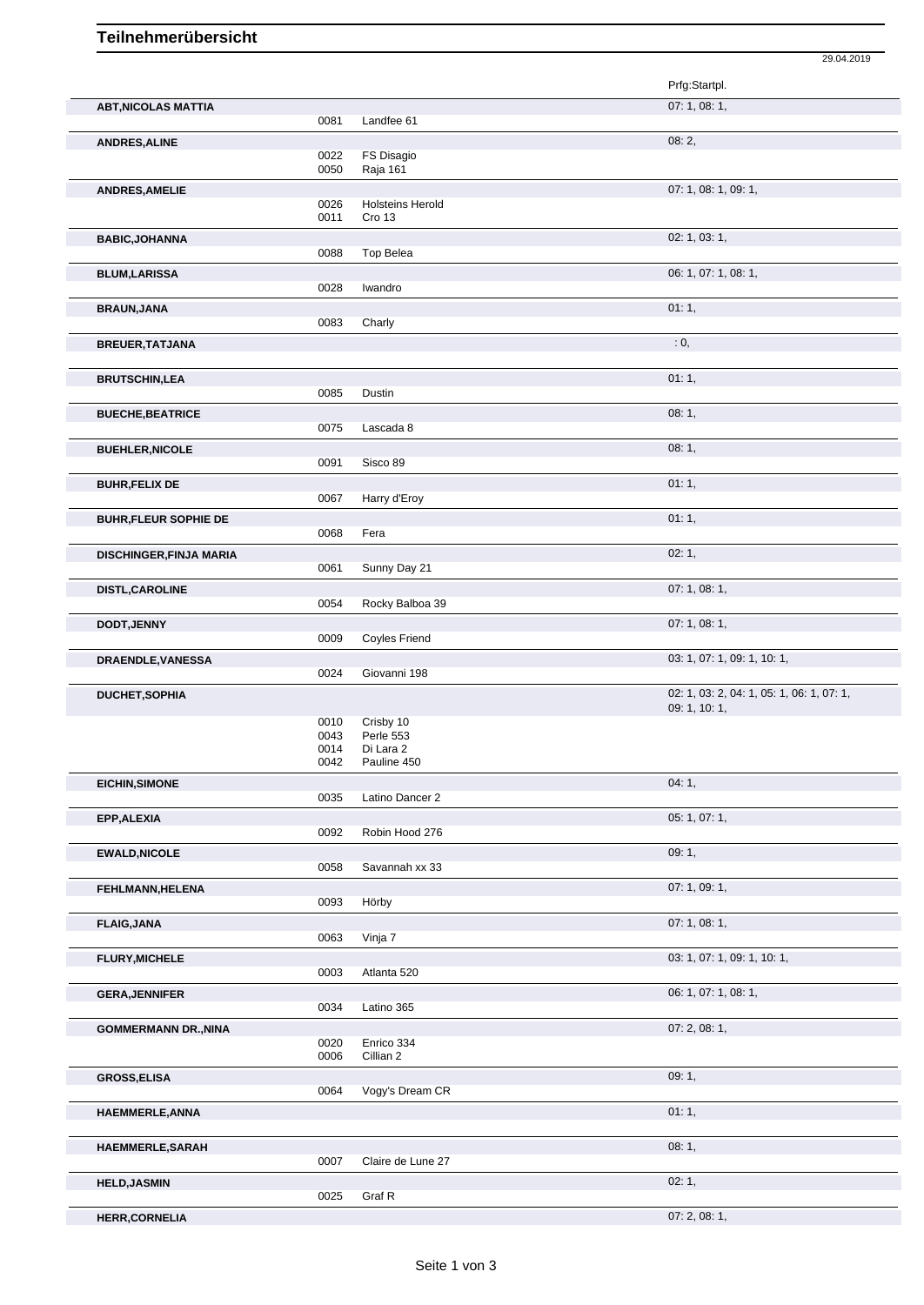# Teilnehmerübersicht

29.04.2019

| Teilnehmer | Nr. | Pferd | Prfg:Startpl. |
|---|---|---|---|
| **ABT,NICOLAS MATTIA** | | | 07: 1, 08: 1, |
| | 0081 | Landfee 61 | |
| **ANDRES,ALINE** | | | 08: 2, |
| | 0022 | FS Disagio | |
| | 0050 | Raja 161 | |
| **ANDRES,AMELIE** | | | 07: 1, 08: 1, 09: 1, |
| | 0026 | Holsteins Herold | |
| | 0011 | Cro 13 | |
| **BABIC,JOHANNA** | | | 02: 1, 03: 1, |
| | 0088 | Top Belea | |
| **BLUM,LARISSA** | | | 06: 1, 07: 1, 08: 1, |
| | 0028 | Iwandro | |
| **BRAUN,JANA** | | | 01: 1, |
| | 0083 | Charly | |
| **BREUER,TATJANA** | | | : 0, |
| **BRUTSCHIN,LEA** | | | 01: 1, |
| | 0085 | Dustin | |
| **BUECHE,BEATRICE** | | | 08: 1, |
| | 0075 | Lascada 8 | |
| **BUEHLER,NICOLE** | | | 08: 1, |
| | 0091 | Sisco 89 | |
| **BUHR,FELIX DE** | | | 01: 1, |
| | 0067 | Harry d'Eroy | |
| **BUHR,FLEUR SOPHIE DE** | | | 01: 1, |
| | 0068 | Fera | |
| **DISCHINGER,FINJA MARIA** | | | 02: 1, |
| | 0061 | Sunny Day 21 | |
| **DISTL,CAROLINE** | | | 07: 1, 08: 1, |
| | 0054 | Rocky Balboa 39 | |
| **DODT,JENNY** | | | 07: 1, 08: 1, |
| | 0009 | Coyles Friend | |
| **DRAENDLE,VANESSA** | | | 03: 1, 07: 1, 09: 1, 10: 1, |
| | 0024 | Giovanni 198 | |
| **DUCHET,SOPHIA** | | | 02: 1, 03: 2, 04: 1, 05: 1, 06: 1, 07: 1, 09: 1, 10: 1, |
| | 0010 | Crisby 10 | |
| | 0043 | Perle 553 | |
| | 0014 | Di Lara 2 | |
| | 0042 | Pauline 450 | |
| **EICHIN,SIMONE** | | | 04: 1, |
| | 0035 | Latino Dancer 2 | |
| **EPP,ALEXIA** | | | 05: 1, 07: 1, |
| | 0092 | Robin Hood 276 | |
| **EWALD,NICOLE** | | | 09: 1, |
| | 0058 | Savannah xx 33 | |
| **FEHLMANN,HELENA** | | | 07: 1, 09: 1, |
| | 0093 | Hörby | |
| **FLAIG,JANA** | | | 07: 1, 08: 1, |
| | 0063 | Vinja 7 | |
| **FLURY,MICHELE** | | | 03: 1, 07: 1, 09: 1, 10: 1, |
| | 0003 | Atlanta 520 | |
| **GERA,JENNIFER** | | | 06: 1, 07: 1, 08: 1, |
| | 0034 | Latino 365 | |
| **GOMMERMANN DR.,NINA** | | | 07: 2, 08: 1, |
| | 0020 | Enrico 334 | |
| | 0006 | Cillian 2 | |
| **GROSS,ELISA** | | | 09: 1, |
| | 0064 | Vogy's Dream CR | |
| **HAEMMERLE,ANNA** | | | 01: 1, |
| **HAEMMERLE,SARAH** | | | 08: 1, |
| | 0007 | Claire de Lune 27 | |
| **HELD,JASMIN** | | | 02: 1, |
| | 0025 | Graf R | |
| **HERR,CORNELIA** | | | 07: 2, 08: 1, |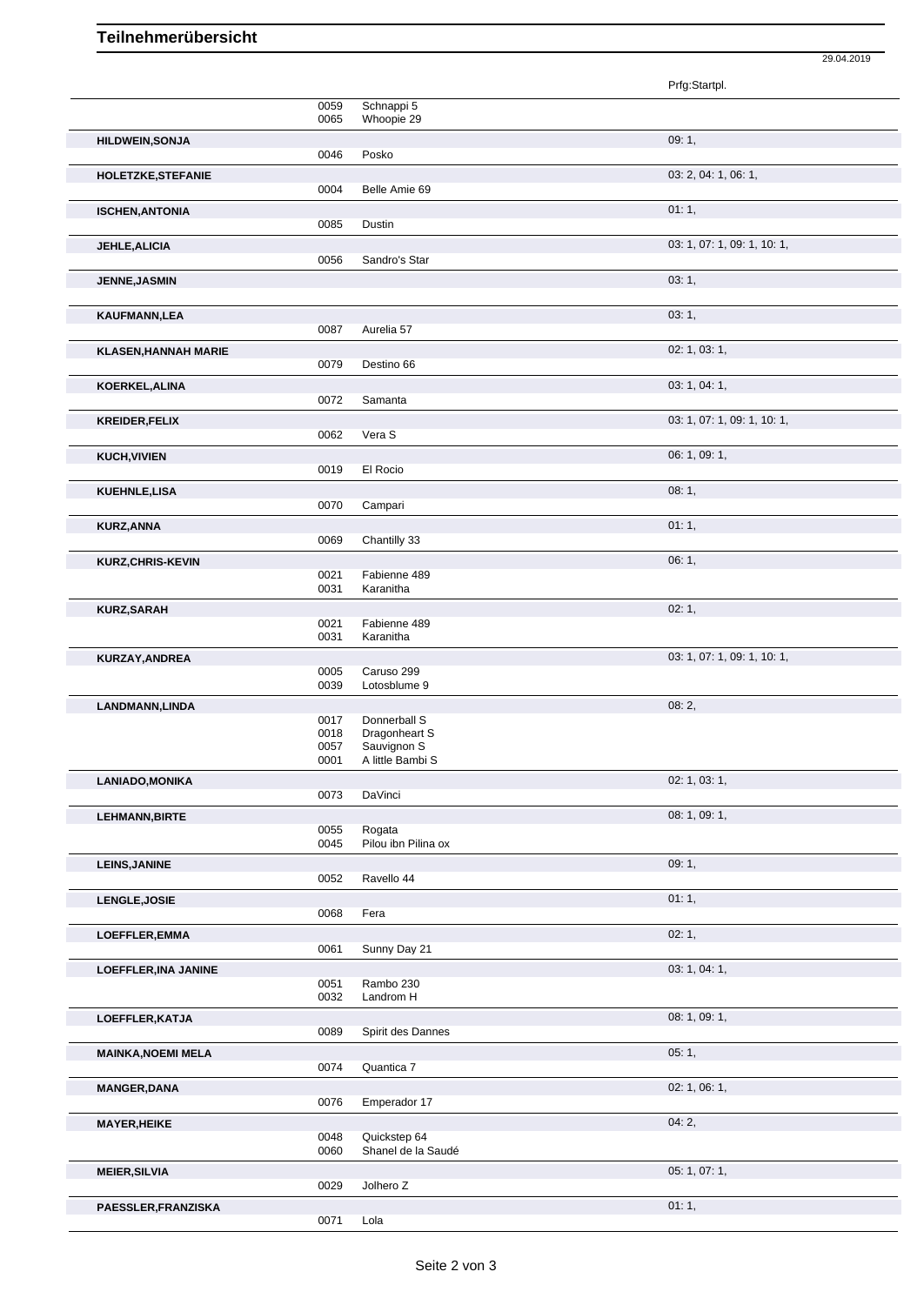# Teilnehmerübersicht

29.04.2019

| Teilnehmer | Nr. | Pferd | Prfg:Startpl. |
|---|---|---|---|
| | 0059 | Schnappi 5 | |
| | 0065 | Whoopie 29 | |
| **HILDWEIN,SONJA** | | | 09: 1, |
| | 0046 | Posko | |
| **HOLETZKE,STEFANIE** | | | 03: 2, 04: 1, 06: 1, |
| | 0004 | Belle Amie 69 | |
| **ISCHEN,ANTONIA** | | | 01: 1, |
| | 0085 | Dustin | |
| **JEHLE,ALICIA** | | | 03: 1, 07: 1, 09: 1, 10: 1, |
| | 0056 | Sandro's Star | |
| **JENNE,JASMIN** | | | 03: 1, |
| **KAUFMANN,LEA** | | | 03: 1, |
| | 0087 | Aurelia 57 | |
| **KLASEN,HANNAH MARIE** | | | 02: 1, 03: 1, |
| | 0079 | Destino 66 | |
| **KOERKEL,ALINA** | | | 03: 1, 04: 1, |
| | 0072 | Samanta | |
| **KREIDER,FELIX** | | | 03: 1, 07: 1, 09: 1, 10: 1, |
| | 0062 | Vera S | |
| **KUCH,VIVIEN** | | | 06: 1, 09: 1, |
| | 0019 | El Rocio | |
| **KUEHNLE,LISA** | | | 08: 1, |
| | 0070 | Campari | |
| **KURZ,ANNA** | | | 01: 1, |
| | 0069 | Chantilly 33 | |
| **KURZ,CHRIS-KEVIN** | | | 06: 1, |
| | 0021 | Fabienne 489 | |
| | 0031 | Karanitha | |
| **KURZ,SARAH** | | | 02: 1, |
| | 0021 | Fabienne 489 | |
| | 0031 | Karanitha | |
| **KURZAY,ANDREA** | | | 03: 1, 07: 1, 09: 1, 10: 1, |
| | 0005 | Caruso 299 | |
| | 0039 | Lotosblume 9 | |
| **LANDMANN,LINDA** | | | 08: 2, |
| | 0017 | Donnerball S | |
| | 0018 | Dragonheart S | |
| | 0057 | Sauvignon S | |
| | 0001 | A little Bambi S | |
| **LANIADO,MONIKA** | | | 02: 1, 03: 1, |
| | 0073 | DaVinci | |
| **LEHMANN,BIRTE** | | | 08: 1, 09: 1, |
| | 0055 | Rogata | |
| | 0045 | Pilou ibn Pilina ox | |
| **LEINS,JANINE** | | | 09: 1, |
| | 0052 | Ravello 44 | |
| **LENGLE,JOSIE** | | | 01: 1, |
| | 0068 | Fera | |
| **LOEFFLER,EMMA** | | | 02: 1, |
| | 0061 | Sunny Day 21 | |
| **LOEFFLER,INA JANINE** | | | 03: 1, 04: 1, |
| | 0051 | Rambo 230 | |
| | 0032 | Landrom H | |
| **LOEFFLER,KATJA** | | | 08: 1, 09: 1, |
| | 0089 | Spirit des Dannes | |
| **MAINKA,NOEMI MELA** | | | 05: 1, |
| | 0074 | Quantica 7 | |
| **MANGER,DANA** | | | 02: 1, 06: 1, |
| | 0076 | Emperador 17 | |
| **MAYER,HEIKE** | | | 04: 2, |
| | 0048 | Quickstep 64 | |
| | 0060 | Shanel de la Saudé | |
| **MEIER,SILVIA** | | | 05: 1, 07: 1, |
| | 0029 | Jolhero Z | |
| **PAESSLER,FRANZISKA** | | | 01: 1, |
| | 0071 | Lola | |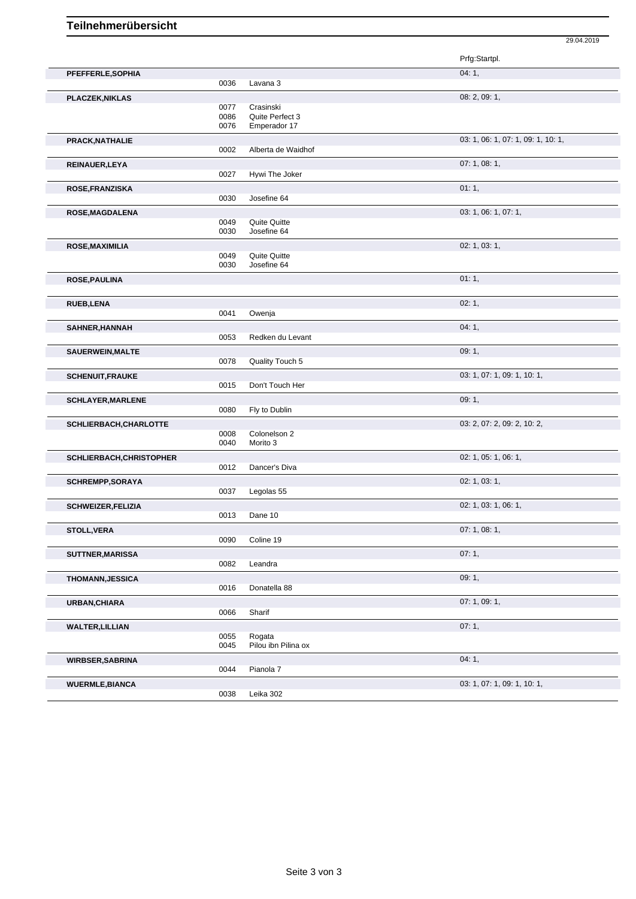# Teilnehmerübersicht

29.04.2019

| | | | Prfg:Startpl. |
|---|---|---|---|
| **PFEFFERLE,SOPHIA** | | | 04: 1, |
| | 0036 | Lavana 3 | |
| **PLACZEK,NIKLAS** | | | 08: 2, 09: 1, |
| | 0077 | Crasinski | |
| | 0086 | Quite Perfect 3 | |
| | 0076 | Emperador 17 | |
| **PRACK,NATHALIE** | | | 03: 1, 06: 1, 07: 1, 09: 1, 10: 1, |
| | 0002 | Alberta de Waidhof | |
| **REINAUER,LEYA** | | | 07: 1, 08: 1, |
| | 0027 | Hywi The Joker | |
| **ROSE,FRANZISKA** | | | 01: 1, |
| | 0030 | Josefine 64 | |
| **ROSE,MAGDALENA** | | | 03: 1, 06: 1, 07: 1, |
| | 0049 | Quite Quitte | |
| | 0030 | Josefine 64 | |
| **ROSE,MAXIMILIA** | | | 02: 1, 03: 1, |
| | 0049 | Quite Quitte | |
| | 0030 | Josefine 64 | |
| **ROSE,PAULINA** | | | 01: 1, |
| **RUEB,LENA** | | | 02: 1, |
| | 0041 | Owenja | |
| **SAHNER,HANNAH** | | | 04: 1, |
| | 0053 | Redken du Levant | |
| **SAUERWEIN,MALTE** | | | 09: 1, |
| | 0078 | Quality Touch 5 | |
| **SCHENUIT,FRAUKE** | | | 03: 1, 07: 1, 09: 1, 10: 1, |
| | 0015 | Don't Touch Her | |
| **SCHLAYER,MARLENE** | | | 09: 1, |
| | 0080 | Fly to Dublin | |
| **SCHLIERBACH,CHARLOTTE** | | | 03: 2, 07: 2, 09: 2, 10: 2, |
| | 0008 | Colonelson 2 | |
| | 0040 | Morito 3 | |
| **SCHLIERBACH,CHRISTOPHER** | | | 02: 1, 05: 1, 06: 1, |
| | 0012 | Dancer's Diva | |
| **SCHREMPP,SORAYA** | | | 02: 1, 03: 1, |
| | 0037 | Legolas 55 | |
| **SCHWEIZER,FELIZIA** | | | 02: 1, 03: 1, 06: 1, |
| | 0013 | Dane 10 | |
| **STOLL,VERA** | | | 07: 1, 08: 1, |
| | 0090 | Coline 19 | |
| **SUTTNER,MARISSA** | | | 07: 1, |
| | 0082 | Leandra | |
| **THOMANN,JESSICA** | | | 09: 1, |
| | 0016 | Donatella 88 | |
| **URBAN,CHIARA** | | | 07: 1, 09: 1, |
| | 0066 | Sharif | |
| **WALTER,LILLIAN** | | | 07: 1, |
| | 0055 | Rogata | |
| | 0045 | Pilou ibn Pilina ox | |
| **WIRBSER,SABRINA** | | | 04: 1, |
| | 0044 | Pianola 7 | |
| **WUERMLE,BIANCA** | | | 03: 1, 07: 1, 09: 1, 10: 1, |
| | 0038 | Leika 302 | |